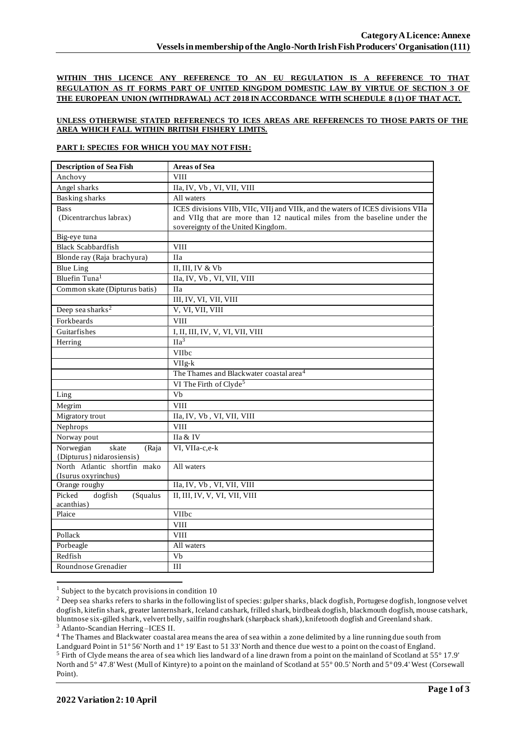**Category A Licence: Annexe**
**Vessels in membership of the Anglo-North Irish Fish Producers' Organisation (111)**

**WITHIN THIS LICENCE ANY REFERENCE TO AN EU REGULATION IS A REFERENCE TO THAT REGULATION AS IT FORMS PART OF UNITED KINGDOM DOMESTIC LAW BY VIRTUE OF SECTION 3 OF THE EUROPEAN UNION (WITHDRAWAL) ACT 2018 IN ACCORDANCE WITH SCHEDULE 8 (1) OF THAT ACT.**

**UNLESS OTHERWISE STATED REFERENECS TO ICES AREAS ARE REFERENCES TO THOSE PARTS OF THE AREA WHICH FALL WITHIN BRITISH FISHERY LIMITS.**

**PART I: SPECIES FOR WHICH YOU MAY NOT FISH:**

| Description of Sea Fish | Areas of Sea |
|---|---|
| Anchovy | VIII |
| Angel sharks | IIa, IV, Vb , VI, VII, VIII |
| Basking sharks | All waters |
| Bass (Dicentrarchus labrax) | ICES divisions VIIb, VIIc, VIIj and VIIk, and the waters of ICES divisions VIIa and VIIg that are more than 12 nautical miles from the baseline under the sovereignty of the United Kingdom. |
| Big-eye tuna | |
| Black Scabbardfish | VIII |
| Blonde ray (Raja brachyura) | IIa |
| Blue Ling | II, III, IV & Vb |
| Bluefin Tuna[1] | IIa, IV, Vb , VI, VII, VIII |
| Common skate (Dipturus batis) | IIa |
| | III, IV, VI, VII, VIII |
| Deep sea sharks[2] | V, VI, VII, VIII |
| Forkbeards | VIII |
| Guitarfishes | I, II, III, IV, V, VI, VII, VIII |
| Herring | IIa[3] |
| | VIIbc |
| | VIIg-k |
| | The Thames and Blackwater coastal area[4] |
| | VI The Firth of Clyde[5] |
| Ling | Vb |
| Megrim | VIII |
| Migratory trout | IIa, IV, Vb , VI, VII, VIII |
| Nephrops | VIII |
| Norway pout | IIa & IV |
| Norwegian skate (Raja {Dipturus} nidarosiensis) | VI, VIIa-c,e-k |
| North Atlantic shortfin mako (Isurus oxyrinchus) | All waters |
| Orange roughy | IIa, IV, Vb , VI, VII, VIII |
| Picked dogfish (Squalus acanthias) | II, III, IV, V, VI, VII, VIII |
| Plaice | VIIbc |
| | VIII |
| Pollack | VIII |
| Porbeagle | All waters |
| Redfish | Vb |
| Roundnose Grenadier | III |

[1] Subject to the bycatch provisions in condition 10

[2] Deep sea sharks refers to sharks in the following list of species: gulper sharks, black dogfish, Portugese dogfish, longnose velvet dogfish, kitefin shark, greater lanternshark, Iceland catshark, frilled shark, birdbeak dogfish, blackmouth dogfish, mouse catshark, bluntnose six-gilled shark, velvert belly, sailfin roughshark (sharpback shark), knifetooth dogfish and Greenland shark.

[3] Atlanto-Scandian Herring –ICES II.

[4] The Thames and Blackwater coastal area means the area of sea within a zone delimited by a line running due south from Landguard Point in 51° 56' North and 1° 19' East to 51 33' North and thence due west to a point on the coast of England.

[5] Firth of Clyde means the area of sea which lies landward of a line drawn from a point on the mainland of Scotland at 55° 17.9' North and 5° 47.8' West (Mull of Kintyre) to a point on the mainland of Scotland at 55° 00.5' North and 5° 09.4' West (Corsewall Point).

**2022 Variation 2: 10 April**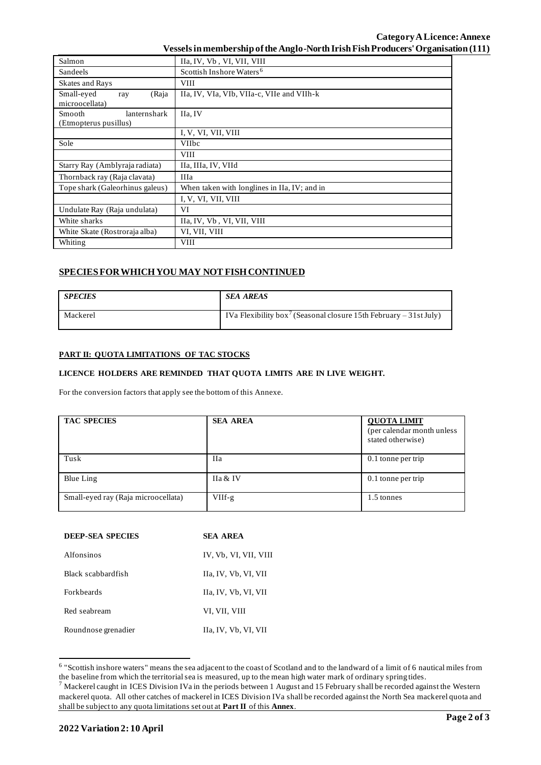| | |
|---|---|
| Salmon | IIa, IV, Vb , VI, VII, VIII |
| Sandeels | Scottish Inshore Waters[6] |
| Skates and Rays | VIII |
| Small-eyed ray (Raja microocellata) | IIa, IV, VIa, VIb, VIIa-c, VIIe and VIIh-k |
| Smooth lanternshark (Etmopterus pusillus) | IIa, IV |
| | I, V, VI, VII, VIII |
| Sole | VIIbc |
| | VIII |
| Starry Ray (Amblyraja radiata) | IIa, IIIa, IV, VIId |
| Thornback ray (Raja clavata) | IIIa |
| Tope shark (Galeorhinus galeus) | When taken with longlines in IIa, IV; and in |
| | I, V, VI, VII, VIII |
| Undulate Ray (Raja undulata) | VI |
| White sharks | IIa, IV, Vb , VI, VII, VIII |
| White Skate (Rostroraja alba) | VI, VII, VIII |
| Whiting | VIII |

## SPECIES FOR WHICH YOU MAY NOT FISH CONTINUED

| *SPECIES* | *SEA AREAS* |
|---|---|
| Mackerel | IVa Flexibility box[7] (Seasonal closure 15th February – 31st July) |

### PART II: QUOTA LIMITATIONS OF TAC STOCKS

**LICENCE HOLDERS ARE REMINDED THAT QUOTA LIMITS ARE IN LIVE WEIGHT.**

For the conversion factors that apply see the bottom of this Annexe.

| TAC SPECIES | SEA AREA | QUOTA LIMIT (per calendar month unless stated otherwise) |
|---|---|---|
| Tusk | IIa | 0.1 tonne per trip |
| Blue Ling | IIa & IV | 0.1 tonne per trip |
| Small-eyed ray (Raja microocellata) | VIIf-g | 1.5 tonnes |

| DEEP-SEA SPECIES | SEA AREA |
|---|---|
| Alfonsinos | IV, Vb, VI, VII, VIII |
| Black scabbardfish | IIa, IV, Vb, VI, VII |
| Forkbeards | IIa, IV, Vb, VI, VII |
| Red seabream | VI, VII, VIII |
| Roundnose grenadier | IIa, IV, Vb, VI, VII |

[6] "Scottish inshore waters" means the sea adjacent to the coast of Scotland and to the landward of a limit of 6 nautical miles from the baseline from which the territorial sea is measured, up to the mean high water mark of ordinary spring tides.

[7] Mackerel caught in ICES Division IVa in the periods between 1 August and 15 February shall be recorded against the Western mackerel quota. All other catches of mackerel in ICES Division IVa shall be recorded against the North Sea mackerel quota and shall be subject to any quota limitations set out at **Part II** of this **Annex**.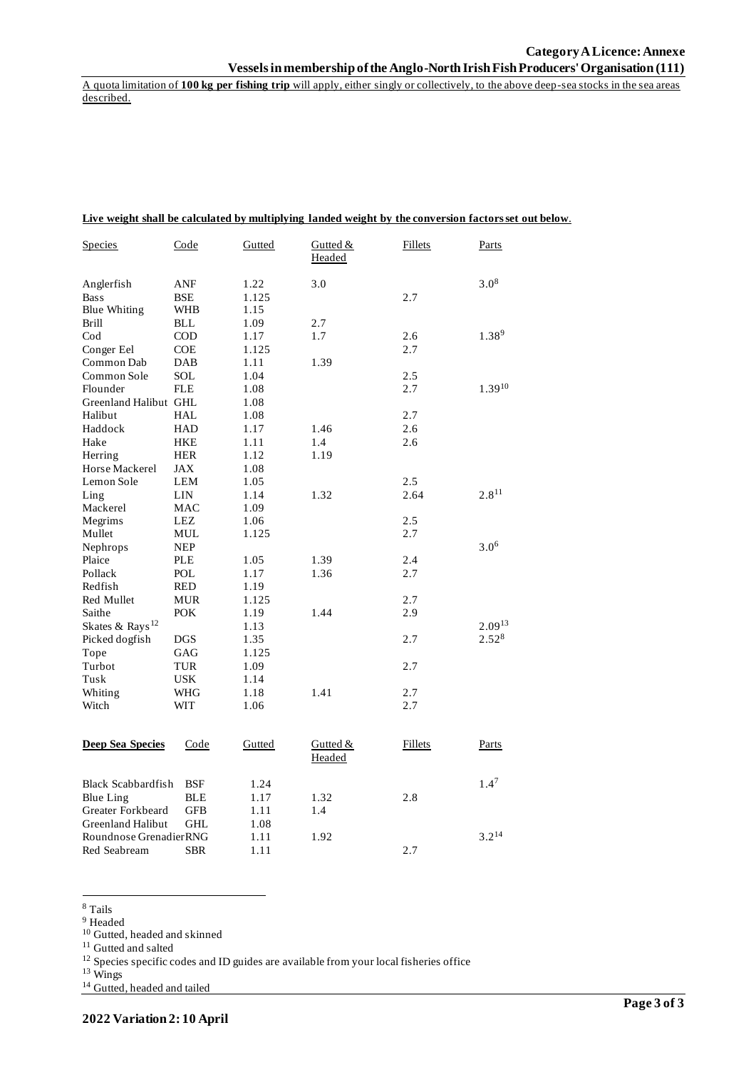A quota limitation of **100 kg per fishing trip** will apply, either singly or collectively, to the above deep-sea stocks in the sea areas described.

**Live weight shall be calculated by multiplying landed weight by the conversion factors set out below**.

| Species | Code | Gutted | Gutted & Headed | Fillets | Parts |
|---|---|---|---|---|---|
| Anglerfish | ANF | 1.22 | 3.0 | | 3.0[8] |
| Bass | BSE | 1.125 | | 2.7 | |
| Blue Whiting | WHB | 1.15 | | | |
| Brill | BLL | 1.09 | 2.7 | | |
| Cod | COD | 1.17 | 1.7 | 2.6 | 1.38[9] |
| Conger Eel | COE | 1.125 | | 2.7 | |
| Common Dab | DAB | 1.11 | 1.39 | | |
| Common Sole | SOL | 1.04 | | 2.5 | |
| Flounder | FLE | 1.08 | | 2.7 | 1.39[10] |
| Greenland Halibut | GHL | 1.08 | | | |
| Halibut | HAL | 1.08 | | 2.7 | |
| Haddock | HAD | 1.17 | 1.46 | 2.6 | |
| Hake | HKE | 1.11 | 1.4 | 2.6 | |
| Herring | HER | 1.12 | 1.19 | | |
| Horse Mackerel | JAX | 1.08 | | | |
| Lemon Sole | LEM | 1.05 | | 2.5 | |
| Ling | LIN | 1.14 | 1.32 | 2.64 | 2.8[11] |
| Mackerel | MAC | 1.09 | | | |
| Megrims | LEZ | 1.06 | | 2.5 | |
| Mullet | MUL | 1.125 | | 2.7 | |
| Nephrops | NEP | | | | 3.0[6] |
| Plaice | PLE | 1.05 | 1.39 | 2.4 | |
| Pollack | POL | 1.17 | 1.36 | 2.7 | |
| Redfish | RED | 1.19 | | | |
| Red Mullet | MUR | 1.125 | | 2.7 | |
| Saithe | POK | 1.19 | 1.44 | 2.9 | |
| Skates & Rays[12] | | 1.13 | | | 2.09[13] |
| Picked dogfish | DGS | 1.35 | | 2.7 | 2.52[8] |
| Tope | GAG | 1.125 | | | |
| Turbot | TUR | 1.09 | | 2.7 | |
| Tusk | USK | 1.14 | | | |
| Whiting | WHG | 1.18 | 1.41 | 2.7 | |
| Witch | WIT | 1.06 | | 2.7 | |

| **Deep Sea Species** | Code | Gutted | Gutted & Headed | Fillets | Parts |
|---|---|---|---|---|---|
| Black Scabbardfish | BSF | 1.24 | | | 1.4[7] |
| Blue Ling | BLE | 1.17 | 1.32 | 2.8 | |
| Greater Forkbeard | GFB | 1.11 | 1.4 | | |
| Greenland Halibut | GHL | 1.08 | | | |
| Roundnose Grenadier | RNG | 1.11 | 1.92 | | 3.2[14] |
| Red Seabream | SBR | 1.11 | | 2.7 | |

[8] Tails
[9] Headed
[10] Gutted, headed and skinned
[11] Gutted and salted
[12] Species specific codes and ID guides are available from your local fisheries office
[13] Wings
[14] Gutted, headed and tailed